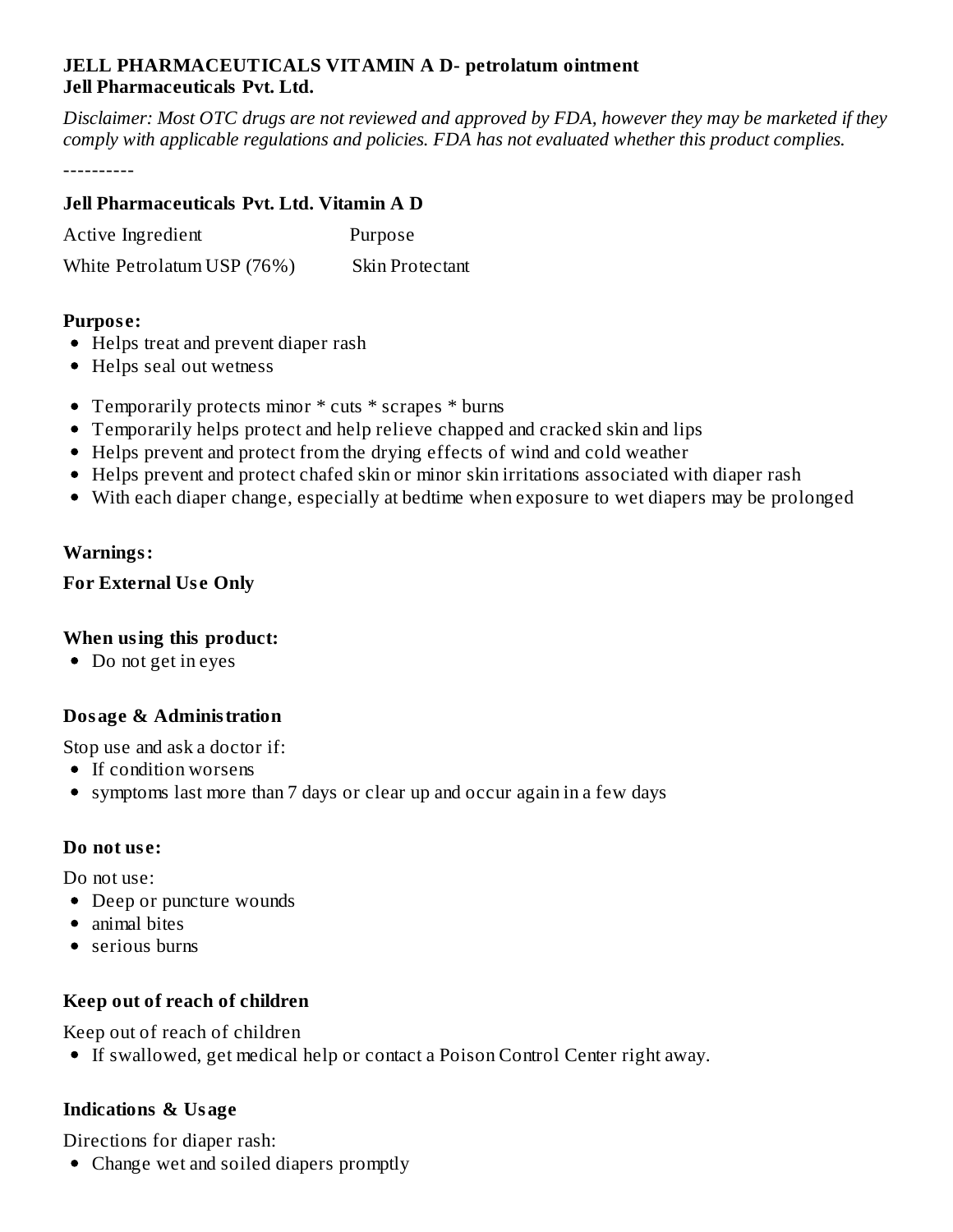**JELL PHARMACEUTICALS VITAMIN A D- petrolatum ointment**
**Jell Pharmaceuticals Pvt. Ltd.**

*Disclaimer: Most OTC drugs are not reviewed and approved by FDA, however they may be marketed if they comply with applicable regulations and policies. FDA has not evaluated whether this product complies.*

----------

### Jell Pharmaceuticals Pvt. Ltd. Vitamin A D

| Active Ingredient | Purpose |
|---|---|
| White Petrolatum USP (76%) | Skin Protectant |

### Purpose:

- Helps treat and prevent diaper rash
- Helps seal out wetness

- Temporarily protects minor * cuts * scrapes * burns
- Temporarily helps protect and help relieve chapped and cracked skin and lips
- Helps prevent and protect from the drying effects of wind and cold weather
- Helps prevent and protect chafed skin or minor skin irritations associated with diaper rash
- With each diaper change, especially at bedtime when exposure to wet diapers may be prolonged

### Warnings:

**For External Use Only**

### When using this product:

- Do not get in eyes

### Dosage & Administration

Stop use and ask a doctor if:

- If condition worsens
- symptoms last more than 7 days or clear up and occur again in a few days

### Do not use:

Do not use:

- Deep or puncture wounds
- animal bites
- serious burns

### Keep out of reach of children

Keep out of reach of children

- If swallowed, get medical help or contact a Poison Control Center right away.

### Indications & Usage

Directions for diaper rash:

- Change wet and soiled diapers promptly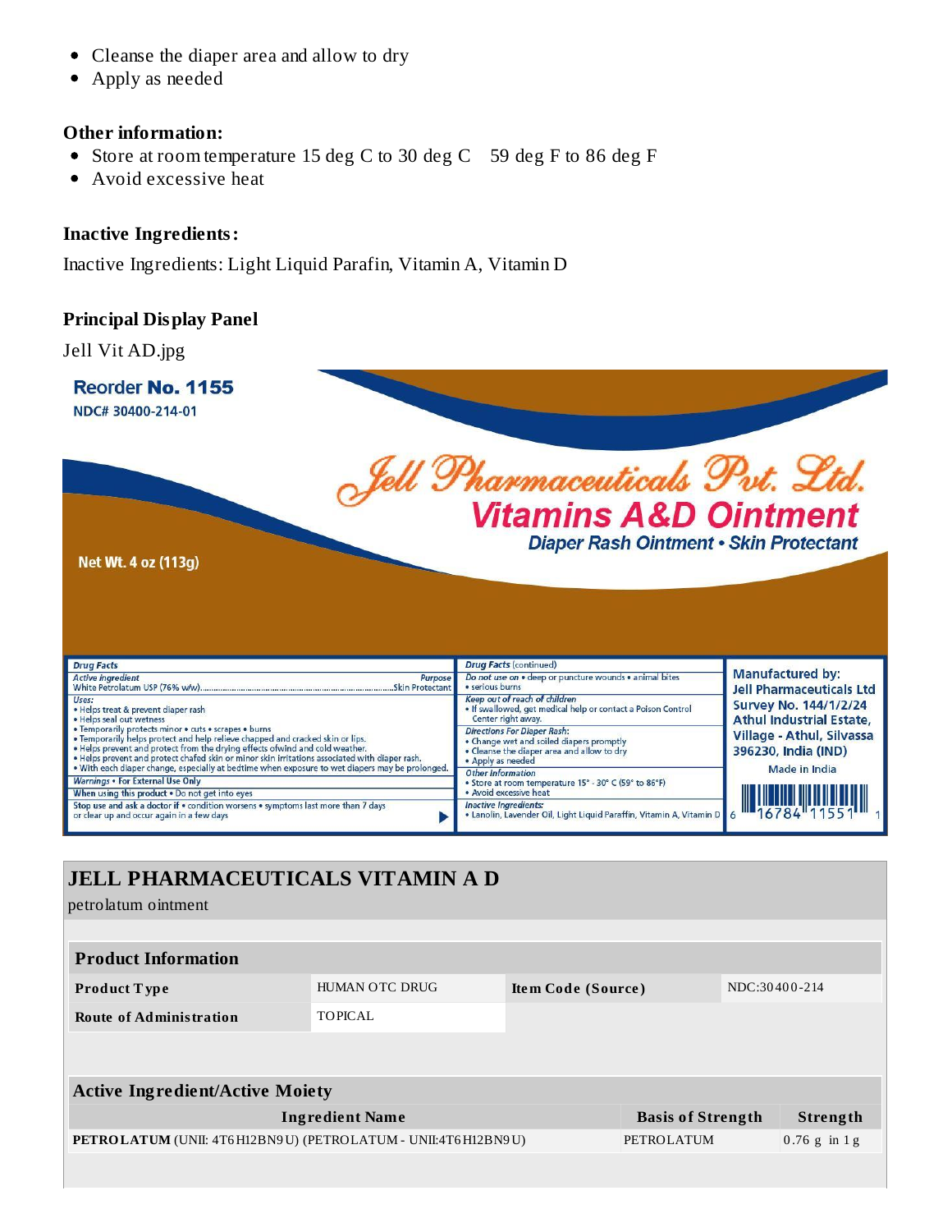- Cleanse the diaper area and allow to dry
- Apply as needed

**Other information:**

- Store at room temperature 15 deg C to 30 deg C   59 deg F to 86 deg F
- Avoid excessive heat

**Inactive Ingredients:**

Inactive Ingredients: Light Liquid Parafin, Vitamin A, Vitamin D

**Principal Display Panel**

Jell Vit AD.jpg

Reorder **No. 1155**
NDC# 30400-214-01

Jell Pharmaceuticals Pvt. Ltd.
**Vitamins A&D Ointment**
*Diaper Rash Ointment • Skin Protectant*

Net Wt. 4 oz (113g)

*Drug Facts*

*Active ingredient* — *Purpose*
White Petrolatum USP (76% w/w)........Skin Protectant

*Uses:*
- Helps treat & prevent diaper rash
- Helps seal out wetness
- Temporarily protects minor • cuts • scrapes • burns
- Temporarily helps protect and help relieve chapped and cracked skin or lips.
- Helps prevent and protect from the drying effects ofwind and cold weather.
- Helps prevent and protect chafed skin or minor skin irritations associated with diaper rash.
- With each diaper change, especially at bedtime when exposure to wet diapers may be prolonged.

*Warnings* • For External Use Only

When using this product • Do not get into eyes

Stop use and ask a doctor if • condition worsens • symptoms last more than 7 days or clear up and occur again in a few days

*Drug Facts* (continued)

*Do not use on* • deep or puncture wounds • animal bites • serious burns

*Keep out of reach of children*
- If swallowed, get medical help or contact a Poison Control Center right away.

*Directions For Diaper Rash:*
- Change wet and soiled diapers promptly
- Cleanse the diaper area and allow to dry
- Apply as needed

*Other Information*
- Store at room temperature 15° - 30° C (59° to 86°F)
- Avoid excessive heat

*Inactive Ingredients:*
- Lanolin, Lavender Oil, Light Liquid Paraffin, Vitamin A, Vitamin D

Manufactured by:
**Jell Pharmaceuticals Ltd**
Survey No. 144/1/2/24
Athul Industrial Estate,
Village - Athul, Silvassa
396230, India (IND)
Made in India

6 16784 11551 1

## JELL PHARMACEUTICALS VITAMIN A D

petrolatum ointment

| **Product Information** | | | |
|---|---|---|---|
| **Product Type** | HUMAN OTC DRUG | **Item Code (Source)** | NDC:30400-214 |
| **Route of Administration** | TOPICAL | | |

| **Active Ingredient/Active Moiety** | | |
|---|---|---|
| **Ingredient Name** | **Basis of Strength** | **Strength** |
| **PETROLATUM** (UNII: 4T6H12BN9U) (PETROLATUM - UNII:4T6H12BN9U) | PETROLATUM | 0.76 g in 1 g |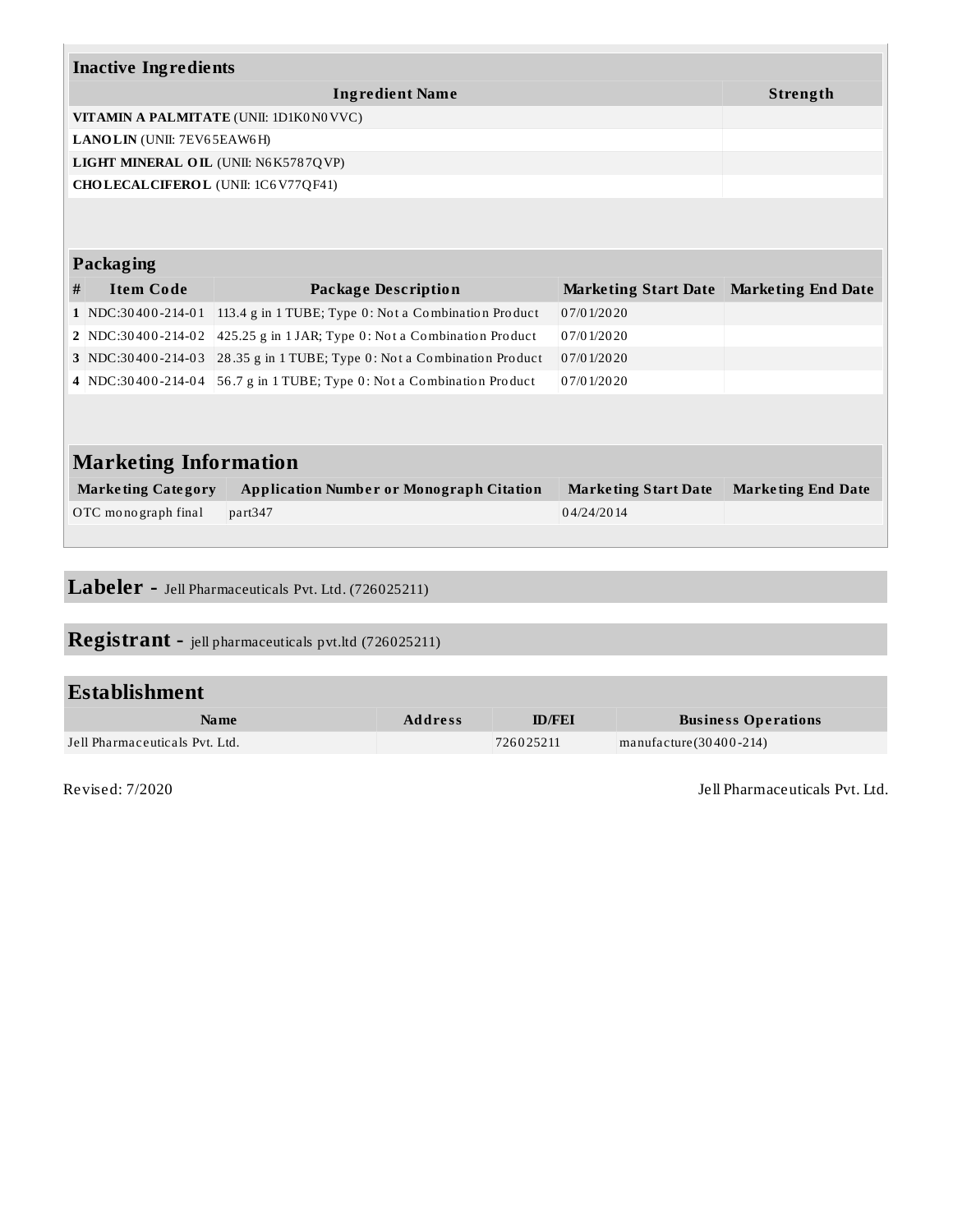| Inactive Ingredients | |
|---|---|
| **Ingredient Name** | **Strength** |
| **VITAMIN A PALMITATE** (UNII: 1D1K0N0VVC) | |
| **LANOLIN** (UNII: 7EV65EAW6H) | |
| **LIGHT MINERAL OIL** (UNII: N6K5787QVP) | |
| **CHOLECALCIFEROL** (UNII: 1C6V77QF41) | |

| Packaging | | | | |
|---|---|---|---|---|
| **#** | **Item Code** | **Package Description** | **Marketing Start Date** | **Marketing End Date** |
| 1 | NDC:30400-214-01 | 113.4 g in 1 TUBE; Type 0: Not a Combination Product | 07/01/2020 | |
| 2 | NDC:30400-214-02 | 425.25 g in 1 JAR; Type 0: Not a Combination Product | 07/01/2020 | |
| 3 | NDC:30400-214-03 | 28.35 g in 1 TUBE; Type 0: Not a Combination Product | 07/01/2020 | |
| 4 | NDC:30400-214-04 | 56.7 g in 1 TUBE; Type 0: Not a Combination Product | 07/01/2020 | |

## Marketing Information

| Marketing Category | Application Number or Monograph Citation | Marketing Start Date | Marketing End Date |
|---|---|---|---|
| OTC monograph final | part347 | 04/24/2014 | |

## Labeler - Jell Pharmaceuticals Pvt. Ltd. (726025211)

## Registrant - jell pharmaceuticals pvt.ltd (726025211)

## Establishment

| Name | Address | ID/FEI | Business Operations |
|---|---|---|---|
| Jell Pharmaceuticals Pvt. Ltd. | | 726025211 | manufacture(30400-214) |

Revised: 7/2020

Jell Pharmaceuticals Pvt. Ltd.